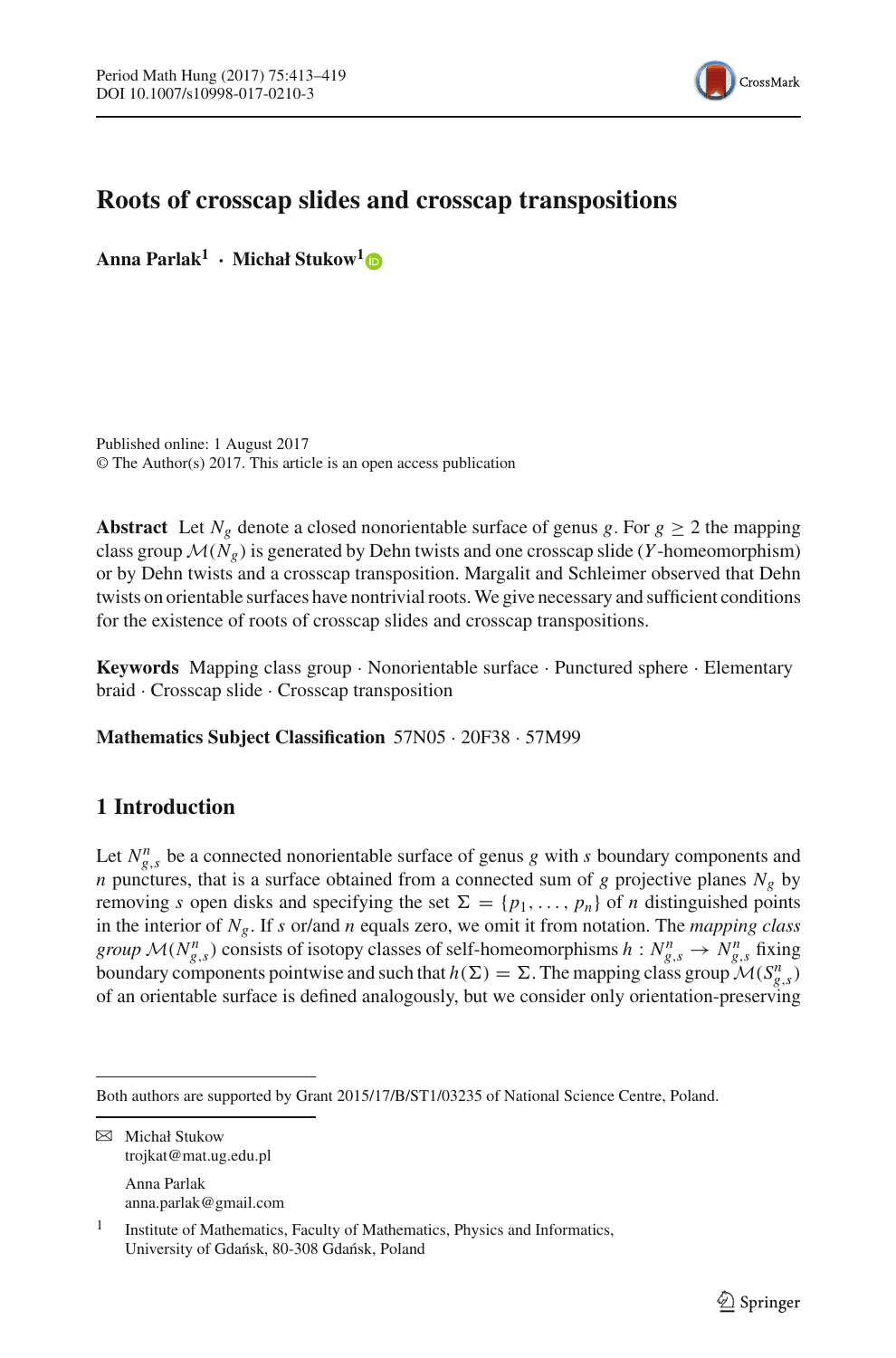# Roots of crosscap slides and crosscap transpositions

**Anna Parlak[1] · Michał Stukow[1]**

Published online: 1 August 2017
© The Author(s) 2017. This article is an open access publication

**Abstract** Let $N_g$ denote a closed nonorientable surface of genus $g$. For $g \geq 2$ the mapping class group $\mathcal{M}(N_g)$ is generated by Dehn twists and one crosscap slide ($Y$-homeomorphism) or by Dehn twists and a crosscap transposition. Margalit and Schleimer observed that Dehn twists on orientable surfaces have nontrivial roots. We give necessary and sufficient conditions for the existence of roots of crosscap slides and crosscap transpositions.

**Keywords** Mapping class group · Nonorientable surface · Punctured sphere · Elementary braid · Crosscap slide · Crosscap transposition

**Mathematics Subject Classification** 57N05 · 20F38 · 57M99

## 1 Introduction

Let $N_{g,s}^n$ be a connected nonorientable surface of genus $g$ with $s$ boundary components and $n$ punctures, that is a surface obtained from a connected sum of $g$ projective planes $N_g$ by removing $s$ open disks and specifying the set $\Sigma = \{p_1, \ldots, p_n\}$ of $n$ distinguished points in the interior of $N_g$. If $s$ or/and $n$ equals zero, we omit it from notation. The *mapping class group* $\mathcal{M}(N_{g,s}^n)$ consists of isotopy classes of self-homeomorphisms $h : N_{g,s}^n \to N_{g,s}^n$ fixing boundary components pointwise and such that $h(\Sigma) = \Sigma$. The mapping class group $\mathcal{M}(S_{g,s}^n)$ of an orientable surface is defined analogously, but we consider only orientation-preserving

---

Both authors are supported by Grant 2015/17/B/ST1/03235 of National Science Centre, Poland.

✉ Michał Stukow
trojkat@mat.ug.edu.pl

Anna Parlak
anna.parlak@gmail.com

[1] Institute of Mathematics, Faculty of Mathematics, Physics and Informatics, University of Gdańsk, 80-308 Gdańsk, Poland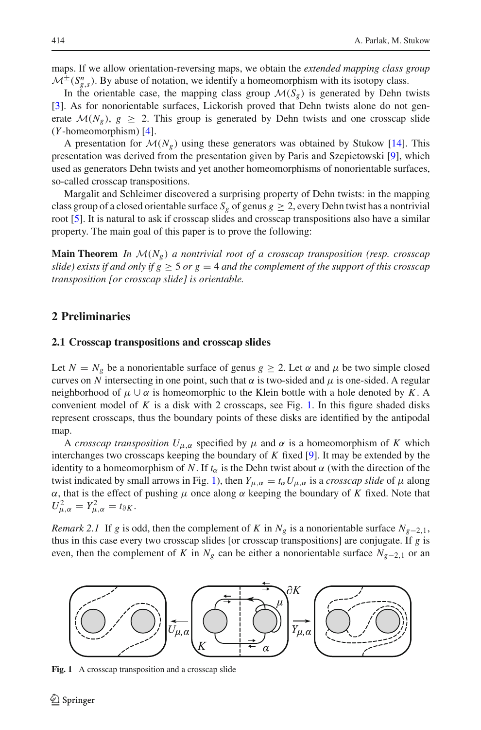maps. If we allow orientation-reversing maps, we obtain the *extended mapping class group* $\mathcal{M}^{\pm}(S^n_{g,s})$. By abuse of notation, we identify a homeomorphism with its isotopy class.

In the orientable case, the mapping class group $\mathcal{M}(S_g)$ is generated by Dehn twists [3]. As for nonorientable surfaces, Lickorish proved that Dehn twists alone do not generate $\mathcal{M}(N_g)$, $g \geq 2$. This group is generated by Dehn twists and one crosscap slide ($Y$-homeomorphism) [4].

A presentation for $\mathcal{M}(N_g)$ using these generators was obtained by Stukow [14]. This presentation was derived from the presentation given by Paris and Szepietowski [9], which used as generators Dehn twists and yet another homeomorphisms of nonorientable surfaces, so-called crosscap transpositions.

Margalit and Schleimer discovered a surprising property of Dehn twists: in the mapping class group of a closed orientable surface $S_g$ of genus $g \geq 2$, every Dehn twist has a nontrivial root [5]. It is natural to ask if crosscap slides and crosscap transpositions also have a similar property. The main goal of this paper is to prove the following:

**Main Theorem** *In $\mathcal{M}(N_g)$ a nontrivial root of a crosscap transposition (resp. crosscap slide) exists if and only if $g \geq 5$ or $g = 4$ and the complement of the support of this crosscap transposition [or crosscap slide] is orientable.*

## 2 Preliminaries

### 2.1 Crosscap transpositions and crosscap slides

Let $N = N_g$ be a nonorientable surface of genus $g \geq 2$. Let $\alpha$ and $\mu$ be two simple closed curves on $N$ intersecting in one point, such that $\alpha$ is two-sided and $\mu$ is one-sided. A regular neighborhood of $\mu \cup \alpha$ is homeomorphic to the Klein bottle with a hole denoted by $K$. A convenient model of $K$ is a disk with 2 crosscaps, see Fig. 1. In this figure shaded disks represent crosscaps, thus the boundary points of these disks are identified by the antipodal map.

A *crosscap transposition* $U_{\mu,\alpha}$ specified by $\mu$ and $\alpha$ is a homeomorphism of $K$ which interchanges two crosscaps keeping the boundary of $K$ fixed [9]. It may be extended by the identity to a homeomorphism of $N$. If $t_\alpha$ is the Dehn twist about $\alpha$ (with the direction of the twist indicated by small arrows in Fig. 1), then $Y_{\mu,\alpha} = t_\alpha U_{\mu,\alpha}$ is a *crosscap slide* of $\mu$ along $\alpha$, that is the effect of pushing $\mu$ once along $\alpha$ keeping the boundary of $K$ fixed. Note that $U^2_{\mu,\alpha} = Y^2_{\mu,\alpha} = t_{\partial K}$.

*Remark 2.1* If $g$ is odd, then the complement of $K$ in $N_g$ is a nonorientable surface $N_{g-2,1}$, thus in this case every two crosscap slides [or crosscap transpositions] are conjugate. If $g$ is even, then the complement of $K$ in $N_g$ can be either a nonorientable surface $N_{g-2,1}$ or an

**Fig. 1** A crosscap transposition and a crosscap slide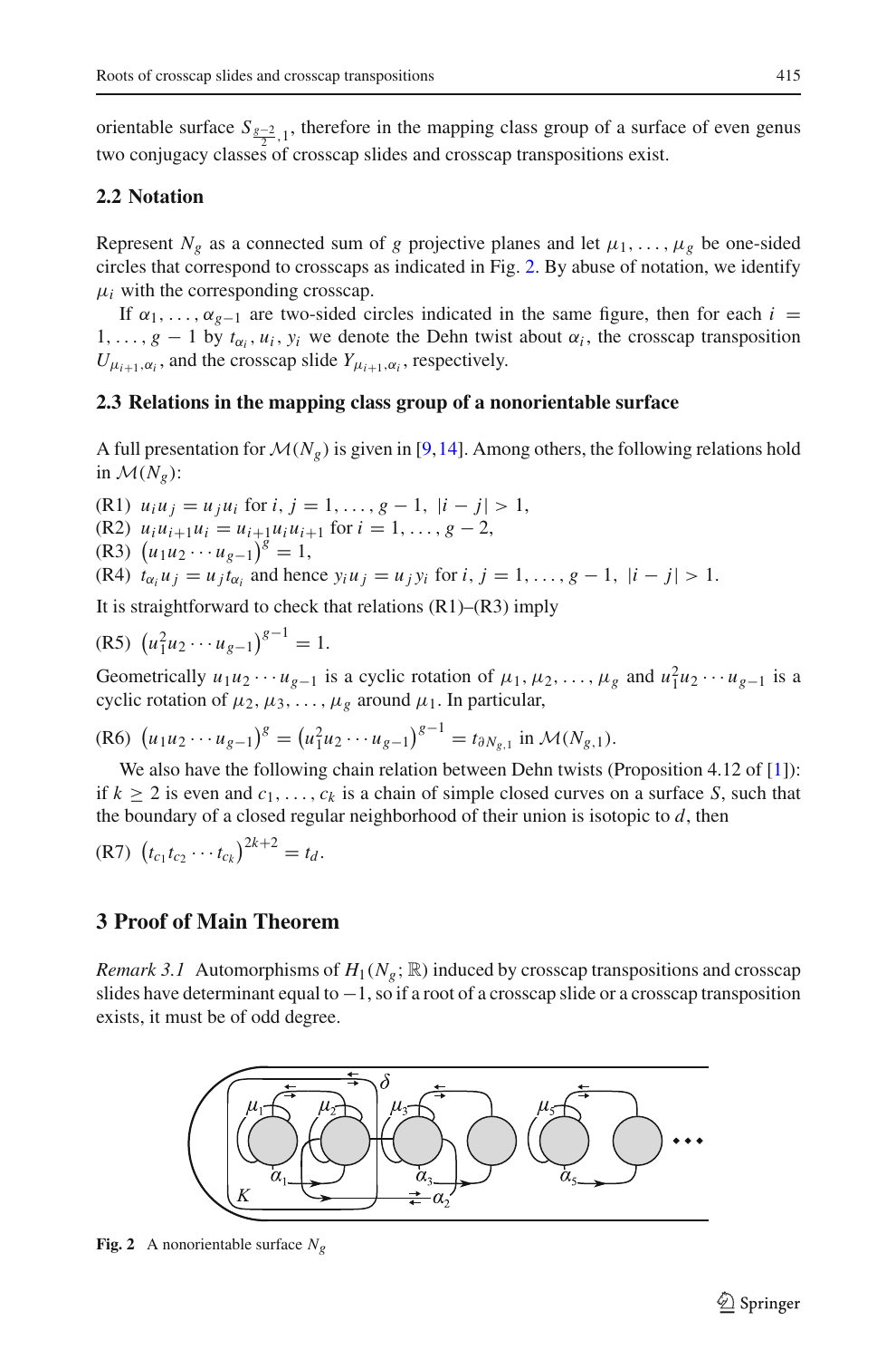orientable surface $S_{\frac{g-2}{2},1}$, therefore in the mapping class group of a surface of even genus two conjugacy classes of crosscap slides and crosscap transpositions exist.

### 2.2 Notation

Represent $N_g$ as a connected sum of $g$ projective planes and let $\mu_1, \ldots, \mu_g$ be one-sided circles that correspond to crosscaps as indicated in Fig. 2. By abuse of notation, we identify $\mu_i$ with the corresponding crosscap.

If $\alpha_1, \ldots, \alpha_{g-1}$ are two-sided circles indicated in the same figure, then for each $i = 1, \ldots, g-1$ by $t_{\alpha_i}, u_i, y_i$ we denote the Dehn twist about $\alpha_i$, the crosscap transposition $U_{\mu_{i+1},\alpha_i}$, and the crosscap slide $Y_{\mu_{i+1},\alpha_i}$, respectively.

### 2.3 Relations in the mapping class group of a nonorientable surface

A full presentation for $\mathcal{M}(N_g)$ is given in [9,14]. Among others, the following relations hold in $\mathcal{M}(N_g)$:

(R1) $u_i u_j = u_j u_i$ for $i, j = 1, \ldots, g-1$, $|i-j| > 1$,
(R2) $u_i u_{i+1} u_i = u_{i+1} u_i u_{i+1}$ for $i = 1, \ldots, g-2$,
(R3) $\left(u_1 u_2 \cdots u_{g-1}\right)^g = 1$,
(R4) $t_{\alpha_i} u_j = u_j t_{\alpha_i}$ and hence $y_i u_j = u_j y_i$ for $i, j = 1, \ldots, g-1$, $|i-j| > 1$.

It is straightforward to check that relations (R1)–(R3) imply

(R5) $\left(u_1^2 u_2 \cdots u_{g-1}\right)^{g-1} = 1$.

Geometrically $u_1 u_2 \cdots u_{g-1}$ is a cyclic rotation of $\mu_1, \mu_2, \ldots, \mu_g$ and $u_1^2 u_2 \cdots u_{g-1}$ is a cyclic rotation of $\mu_2, \mu_3, \ldots, \mu_g$ around $\mu_1$. In particular,

(R6) $\left(u_1 u_2 \cdots u_{g-1}\right)^g = \left(u_1^2 u_2 \cdots u_{g-1}\right)^{g-1} = t_{\partial N_{g,1}}$ in $\mathcal{M}(N_{g,1})$.

We also have the following chain relation between Dehn twists (Proposition 4.12 of [1]): if $k \geq 2$ is even and $c_1, \ldots, c_k$ is a chain of simple closed curves on a surface $S$, such that the boundary of a closed regular neighborhood of their union is isotopic to $d$, then

(R7) $\left(t_{c_1} t_{c_2} \cdots t_{c_k}\right)^{2k+2} = t_d$.

## 3 Proof of Main Theorem

*Remark 3.1* Automorphisms of $H_1(N_g; \mathbb{R})$ induced by crosscap transpositions and crosscap slides have determinant equal to $-1$, so if a root of a crosscap slide or a crosscap transposition exists, it must be of odd degree.

**Fig. 2** A nonorientable surface $N_g$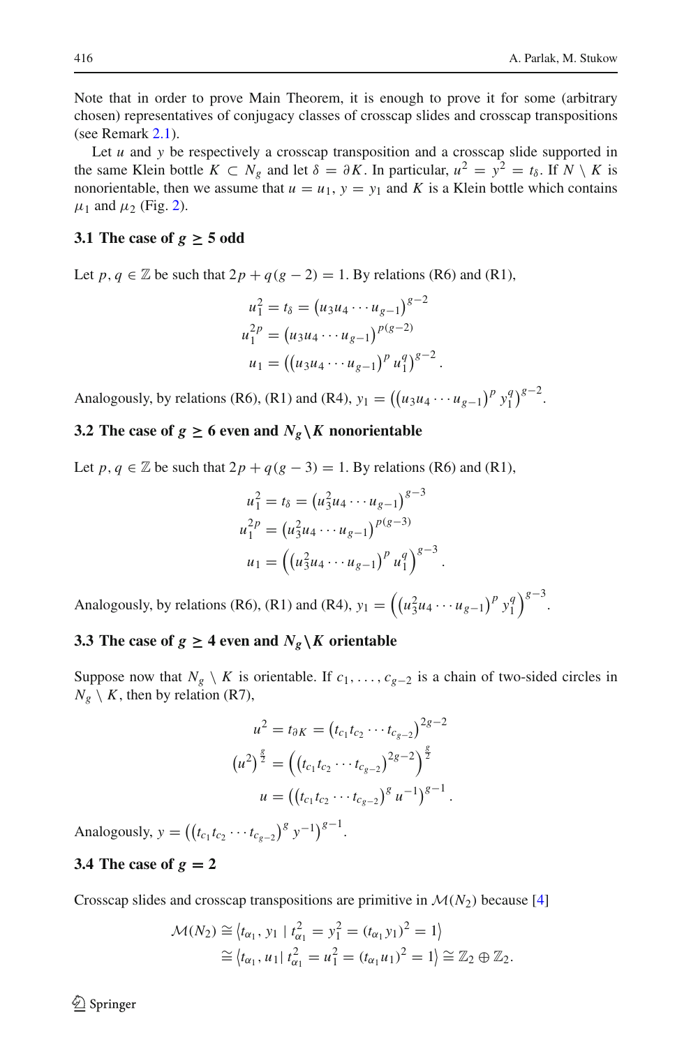Note that in order to prove Main Theorem, it is enough to prove it for some (arbitrary chosen) representatives of conjugacy classes of crosscap slides and crosscap transpositions (see Remark 2.1).

Let $u$ and $y$ be respectively a crosscap transposition and a crosscap slide supported in the same Klein bottle $K \subset N_g$ and let $\delta = \partial K$. In particular, $u^2 = y^2 = t_\delta$. If $N \setminus K$ is nonorientable, then we assume that $u = u_1$, $y = y_1$ and $K$ is a Klein bottle which contains $\mu_1$ and $\mu_2$ (Fig. 2).

### 3.1 The case of $g \geq 5$ odd

Let $p, q \in \mathbb{Z}$ be such that $2p + q(g-2) = 1$. By relations (R6) and (R1),

$$
\begin{aligned}
u_1^2 &= t_\delta = \left(u_3 u_4 \cdots u_{g-1}\right)^{g-2} \\
u_1^{2p} &= \left(u_3 u_4 \cdots u_{g-1}\right)^{p(g-2)} \\
u_1 &= \left(\left(u_3 u_4 \cdots u_{g-1}\right)^p u_1^q\right)^{g-2}.
\end{aligned}
$$

Analogously, by relations (R6), (R1) and (R4), $y_1 = \left(\left(u_3 u_4 \cdots u_{g-1}\right)^p y_1^q\right)^{g-2}$.

### 3.2 The case of $g \geq 6$ even and $N_g \backslash K$ nonorientable

Let $p, q \in \mathbb{Z}$ be such that $2p + q(g-3) = 1$. By relations (R6) and (R1),

$$
\begin{aligned}
u_1^2 &= t_\delta = \left(u_3^2 u_4 \cdots u_{g-1}\right)^{g-3} \\
u_1^{2p} &= \left(u_3^2 u_4 \cdots u_{g-1}\right)^{p(g-3)} \\
u_1 &= \left(\left(u_3^2 u_4 \cdots u_{g-1}\right)^p u_1^q\right)^{g-3}.
\end{aligned}
$$

Analogously, by relations (R6), (R1) and (R4), $y_1 = \left(\left(u_3^2 u_4 \cdots u_{g-1}\right)^p y_1^q\right)^{g-3}$.

### 3.3 The case of $g \geq 4$ even and $N_g \backslash K$ orientable

Suppose now that $N_g \setminus K$ is orientable. If $c_1, \ldots, c_{g-2}$ is a chain of two-sided circles in $N_g \setminus K$, then by relation (R7),

$$
\begin{aligned}
u^2 &= t_{\partial K} = \left(t_{c_1} t_{c_2} \cdots t_{c_{g-2}}\right)^{2g-2} \\
\left(u^2\right)^{\frac{g}{2}} &= \left(\left(t_{c_1} t_{c_2} \cdots t_{c_{g-2}}\right)^{2g-2}\right)^{\frac{g}{2}} \\
u &= \left(\left(t_{c_1} t_{c_2} \cdots t_{c_{g-2}}\right)^g u^{-1}\right)^{g-1}.
\end{aligned}
$$

Analogously, $y = \left(\left(t_{c_1} t_{c_2} \cdots t_{c_{g-2}}\right)^g y^{-1}\right)^{g-1}$.

### 3.4 The case of $g = 2$

Crosscap slides and crosscap transpositions are primitive in $\mathcal{M}(N_2)$ because [4]

$$
\begin{aligned}
\mathcal{M}(N_2) &\cong \left\langle t_{\alpha_1}, y_1 \mid t_{\alpha_1}^2 = y_1^2 = (t_{\alpha_1} y_1)^2 = 1\right\rangle \\
&\cong \left\langle t_{\alpha_1}, u_1 \mid t_{\alpha_1}^2 = u_1^2 = (t_{\alpha_1} u_1)^2 = 1\right\rangle \cong \mathbb{Z}_2 \oplus \mathbb{Z}_2.
\end{aligned}
$$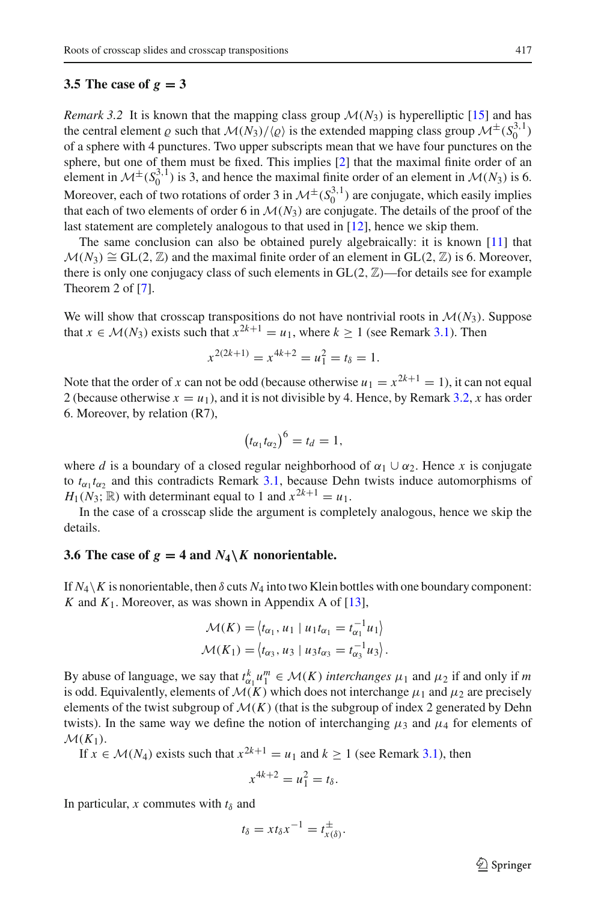### 3.5 The case of $g = 3$

*Remark 3.2* It is known that the mapping class group $\mathcal{M}(N_3)$ is hyperelliptic [15] and has the central element $\varrho$ such that $\mathcal{M}(N_3)/\langle\varrho\rangle$ is the extended mapping class group $\mathcal{M}^{\pm}(S_0^{3,1})$ of a sphere with 4 punctures. Two upper subscripts mean that we have four punctures on the sphere, but one of them must be fixed. This implies [2] that the maximal finite order of an element in $\mathcal{M}^{\pm}(S_0^{3,1})$ is 3, and hence the maximal finite order of an element in $\mathcal{M}(N_3)$ is 6. Moreover, each of two rotations of order 3 in $\mathcal{M}^{\pm}(S_0^{3,1})$ are conjugate, which easily implies that each of two elements of order 6 in $\mathcal{M}(N_3)$ are conjugate. The details of the proof of the last statement are completely analogous to that used in [12], hence we skip them.

The same conclusion can also be obtained purely algebraically: it is known [11] that $\mathcal{M}(N_3) \cong \mathrm{GL}(2, \mathbb{Z})$ and the maximal finite order of an element in $\mathrm{GL}(2, \mathbb{Z})$ is 6. Moreover, there is only one conjugacy class of such elements in $\mathrm{GL}(2, \mathbb{Z})$—for details see for example Theorem 2 of [7].

We will show that crosscap transpositions do not have nontrivial roots in $\mathcal{M}(N_3)$. Suppose that $x \in \mathcal{M}(N_3)$ exists such that $x^{2k+1} = u_1$, where $k \geq 1$ (see Remark 3.1). Then

$$x^{2(2k+1)} = x^{4k+2} = u_1^2 = t_\delta = 1.$$

Note that the order of $x$ can not be odd (because otherwise $u_1 = x^{2k+1} = 1$), it can not equal 2 (because otherwise $x = u_1$), and it is not divisible by 4. Hence, by Remark 3.2, $x$ has order 6. Moreover, by relation (R7),

$$\left(t_{\alpha_1} t_{\alpha_2}\right)^6 = t_d = 1,$$

where $d$ is a boundary of a closed regular neighborhood of $\alpha_1 \cup \alpha_2$. Hence $x$ is conjugate to $t_{\alpha_1} t_{\alpha_2}$ and this contradicts Remark 3.1, because Dehn twists induce automorphisms of $H_1(N_3; \mathbb{R})$ with determinant equal to 1 and $x^{2k+1} = u_1$.

In the case of a crosscap slide the argument is completely analogous, hence we skip the details.

### 3.6 The case of $g = 4$ and $N_4 \backslash K$ nonorientable.

If $N_4 \backslash K$ is nonorientable, then $\delta$ cuts $N_4$ into two Klein bottles with one boundary component: $K$ and $K_1$. Moreover, as was shown in Appendix A of [13],

$$\mathcal{M}(K) = \left\langle t_{\alpha_1}, u_1 \mid u_1 t_{\alpha_1} = t_{\alpha_1}^{-1} u_1 \right\rangle$$
$$\mathcal{M}(K_1) = \left\langle t_{\alpha_3}, u_3 \mid u_3 t_{\alpha_3} = t_{\alpha_3}^{-1} u_3 \right\rangle.$$

By abuse of language, we say that $t_{\alpha_1}^k u_1^m \in \mathcal{M}(K)$ *interchanges* $\mu_1$ and $\mu_2$ if and only if $m$ is odd. Equivalently, elements of $\mathcal{M}(K)$ which does not interchange $\mu_1$ and $\mu_2$ are precisely elements of the twist subgroup of $\mathcal{M}(K)$ (that is the subgroup of index 2 generated by Dehn twists). In the same way we define the notion of interchanging $\mu_3$ and $\mu_4$ for elements of $\mathcal{M}(K_1)$.

If $x \in \mathcal{M}(N_4)$ exists such that $x^{2k+1} = u_1$ and $k \geq 1$ (see Remark 3.1), then

$$x^{4k+2} = u_1^2 = t_\delta.$$

In particular, $x$ commutes with $t_\delta$ and

$$t_\delta = x t_\delta x^{-1} = t_{x(\delta)}^{\pm}.$$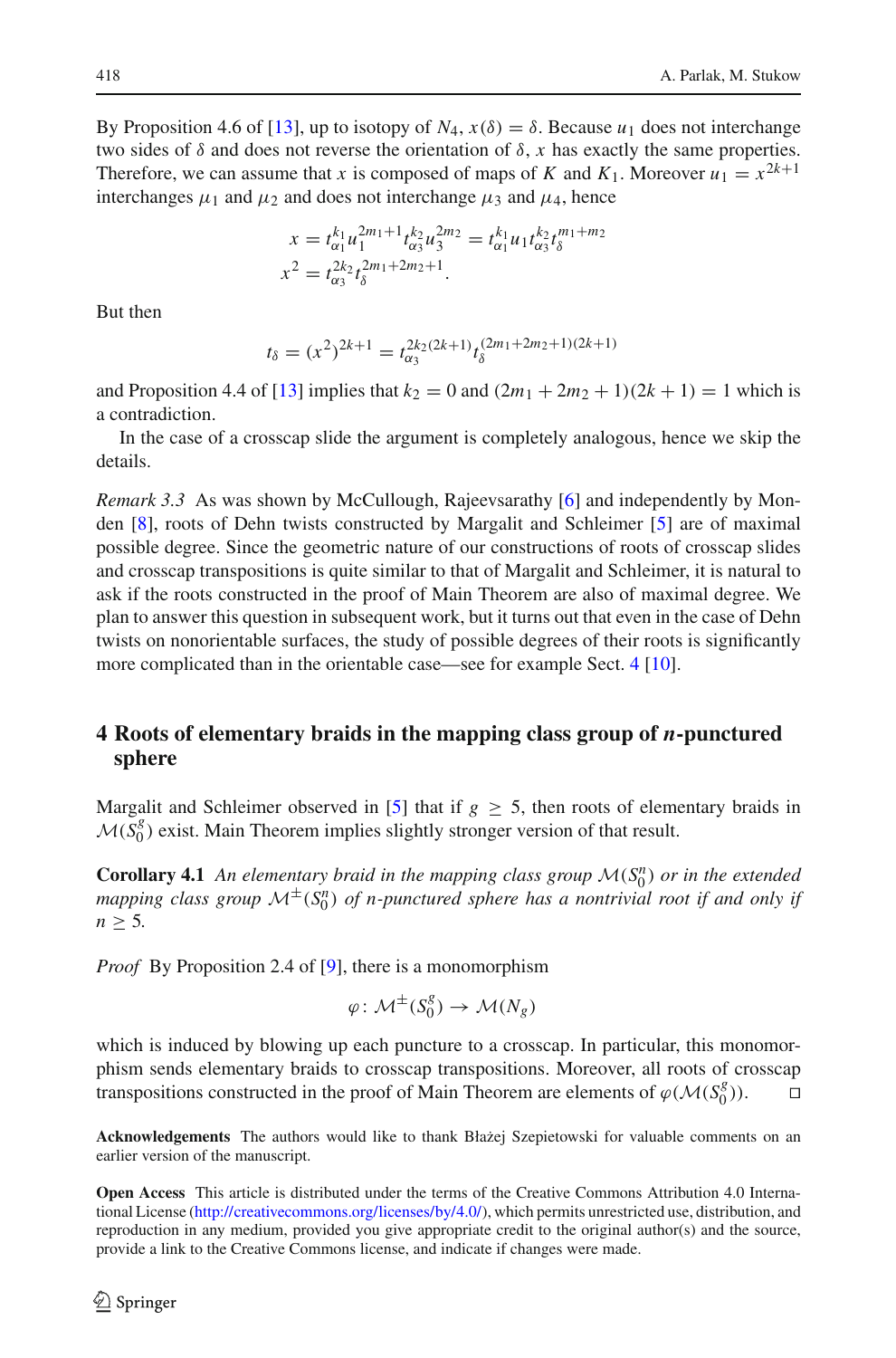By Proposition 4.6 of [13], up to isotopy of $N_4$, $x(\delta) = \delta$. Because $u_1$ does not interchange two sides of $\delta$ and does not reverse the orientation of $\delta$, $x$ has exactly the same properties. Therefore, we can assume that $x$ is composed of maps of $K$ and $K_1$. Moreover $u_1 = x^{2k+1}$ interchanges $\mu_1$ and $\mu_2$ and does not interchange $\mu_3$ and $\mu_4$, hence

$$x = t_{\alpha_1}^{k_1} u_1^{2m_1+1} t_{\alpha_3}^{k_2} u_3^{2m_2} = t_{\alpha_1}^{k_1} u_1 t_{\alpha_3}^{k_2} t_{\delta}^{m_1+m_2}$$
$$x^2 = t_{\alpha_3}^{2k_2} t_{\delta}^{2m_1+2m_2+1}.$$

But then

$$t_\delta = (x^2)^{2k+1} = t_{\alpha_3}^{2k_2(2k+1)} t_{\delta}^{(2m_1+2m_2+1)(2k+1)}$$

and Proposition 4.4 of [13] implies that $k_2 = 0$ and $(2m_1 + 2m_2 + 1)(2k + 1) = 1$ which is a contradiction.

In the case of a crosscap slide the argument is completely analogous, hence we skip the details.

*Remark 3.3* As was shown by McCullough, Rajeevsarathy [6] and independently by Monden [8], roots of Dehn twists constructed by Margalit and Schleimer [5] are of maximal possible degree. Since the geometric nature of our constructions of roots of crosscap slides and crosscap transpositions is quite similar to that of Margalit and Schleimer, it is natural to ask if the roots constructed in the proof of Main Theorem are also of maximal degree. We plan to answer this question in subsequent work, but it turns out that even in the case of Dehn twists on nonorientable surfaces, the study of possible degrees of their roots is significantly more complicated than in the orientable case—see for example Sect. 4 [10].

## 4 Roots of elementary braids in the mapping class group of *n*-punctured sphere

Margalit and Schleimer observed in [5] that if $g \geq 5$, then roots of elementary braids in $\mathcal{M}(S_0^g)$ exist. Main Theorem implies slightly stronger version of that result.

**Corollary 4.1** *An elementary braid in the mapping class group $\mathcal{M}(S_0^n)$ or in the extended mapping class group $\mathcal{M}^{\pm}(S_0^n)$ of $n$-punctured sphere has a nontrivial root if and only if $n \geq 5$.*

*Proof* By Proposition 2.4 of [9], there is a monomorphism

$$\varphi\colon \mathcal{M}^{\pm}(S_0^g) \to \mathcal{M}(N_g)$$

which is induced by blowing up each puncture to a crosscap. In particular, this monomorphism sends elementary braids to crosscap transpositions. Moreover, all roots of crosscap transpositions constructed in the proof of Main Theorem are elements of $\varphi(\mathcal{M}(S_0^g))$. □

**Acknowledgements** The authors would like to thank Błażej Szepietowski for valuable comments on an earlier version of the manuscript.

**Open Access** This article is distributed under the terms of the Creative Commons Attribution 4.0 International License (http://creativecommons.org/licenses/by/4.0/), which permits unrestricted use, distribution, and reproduction in any medium, provided you give appropriate credit to the original author(s) and the source, provide a link to the Creative Commons license, and indicate if changes were made.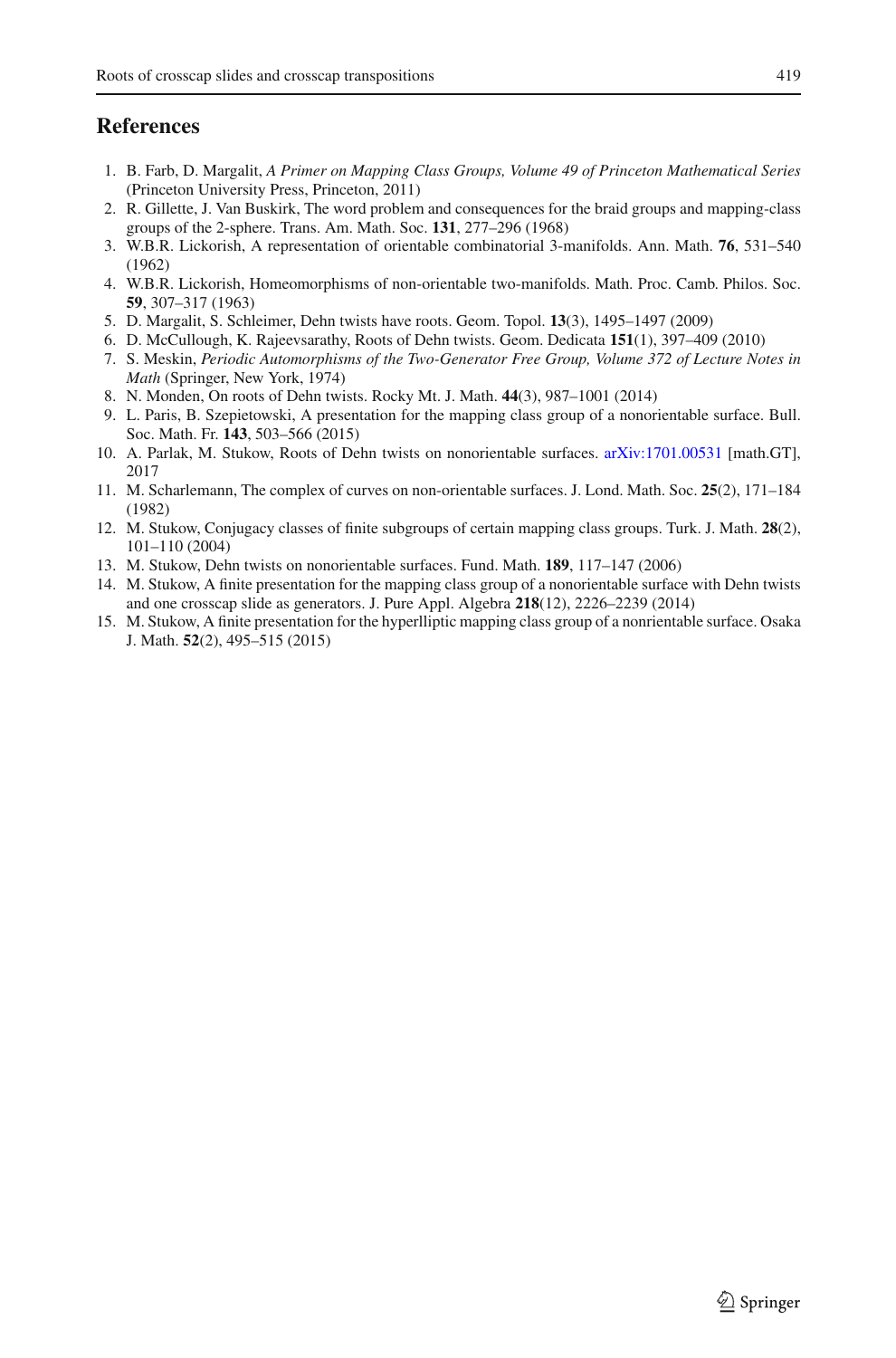## References

1. B. Farb, D. Margalit, *A Primer on Mapping Class Groups, Volume 49 of Princeton Mathematical Series* (Princeton University Press, Princeton, 2011)
2. R. Gillette, J. Van Buskirk, The word problem and consequences for the braid groups and mapping-class groups of the 2-sphere. Trans. Am. Math. Soc. **131**, 277–296 (1968)
3. W.B.R. Lickorish, A representation of orientable combinatorial 3-manifolds. Ann. Math. **76**, 531–540 (1962)
4. W.B.R. Lickorish, Homeomorphisms of non-orientable two-manifolds. Math. Proc. Camb. Philos. Soc. **59**, 307–317 (1963)
5. D. Margalit, S. Schleimer, Dehn twists have roots. Geom. Topol. **13**(3), 1495–1497 (2009)
6. D. McCullough, K. Rajeevsarathy, Roots of Dehn twists. Geom. Dedicata **151**(1), 397–409 (2010)
7. S. Meskin, *Periodic Automorphisms of the Two-Generator Free Group, Volume 372 of Lecture Notes in Math* (Springer, New York, 1974)
8. N. Monden, On roots of Dehn twists. Rocky Mt. J. Math. **44**(3), 987–1001 (2014)
9. L. Paris, B. Szepietowski, A presentation for the mapping class group of a nonorientable surface. Bull. Soc. Math. Fr. **143**, 503–566 (2015)
10. A. Parlak, M. Stukow, Roots of Dehn twists on nonorientable surfaces. arXiv:1701.00531 [math.GT], 2017
11. M. Scharlemann, The complex of curves on non-orientable surfaces. J. Lond. Math. Soc. **25**(2), 171–184 (1982)
12. M. Stukow, Conjugacy classes of finite subgroups of certain mapping class groups. Turk. J. Math. **28**(2), 101–110 (2004)
13. M. Stukow, Dehn twists on nonorientable surfaces. Fund. Math. **189**, 117–147 (2006)
14. M. Stukow, A finite presentation for the mapping class group of a nonorientable surface with Dehn twists and one crosscap slide as generators. J. Pure Appl. Algebra **218**(12), 2226–2239 (2014)
15. M. Stukow, A finite presentation for the hyperlliptic mapping class group of a nonrientable surface. Osaka J. Math. **52**(2), 495–515 (2015)